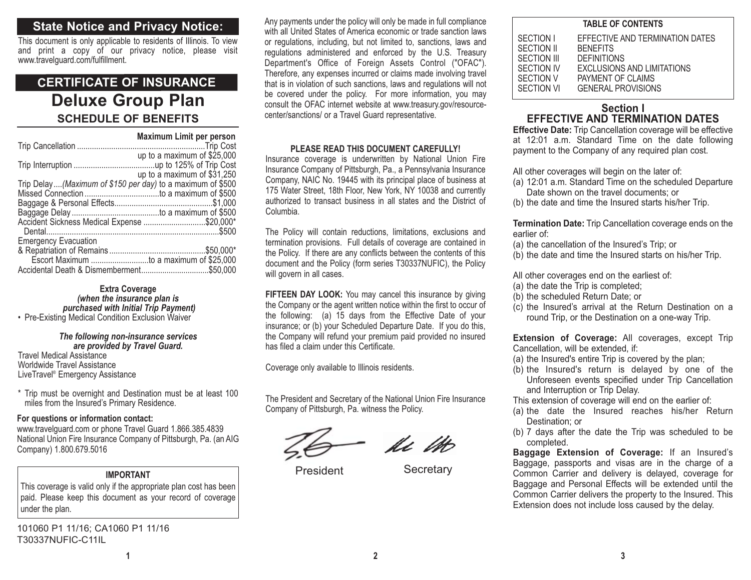## State Notice and Privacy Notice:

This document is only applicable to residents of Illinois. To view and print a copy of our privacy notice, please visit www.travelguard.com/fulfillment.

## CERTIFICATE OF INSURANCE

# Deluxe Group Plan

### SCHEDULE OF BENEFITS

| | Maximum Limit per person |
|---|---|
| Trip Cancellation | Trip Cost up to a maximum of $25,000 |
| Trip Interruption | up to 125% of Trip Cost up to a maximum of $31,250 |
| Trip Delay *(Maximum of $150 per day)* | to a maximum of $500 |
| Missed Connection | to a maximum of $500 |
| Baggage & Personal Effects | $1,000 |
| Baggage Delay | to a maximum of $500 |
| Accident Sickness Medical Expense | $20,000* |
| Dental | $500 |
| Emergency Evacuation & Repatriation of Remains | $50,000* |
| Escort Maximum | to a maximum of $25,000 |
| Accidental Death & Dismemberment | $50,000 |

**Extra Coverage**
***(when the insurance plan is purchased with Initial Trip Payment)***

- Pre-Existing Medical Condition Exclusion Waiver

***The following non-insurance services are provided by Travel Guard.***

Travel Medical Assistance
Worldwide Travel Assistance
LiveTravel® Emergency Assistance

\* Trip must be overnight and Destination must be at least 100 miles from the Insured's Primary Residence.

**For questions or information contact:**
www.travelguard.com or phone Travel Guard 1.866.385.4839
National Union Fire Insurance Company of Pittsburgh, Pa. (an AIG Company) 1.800.679.5016

**IMPORTANT**

This coverage is valid only if the appropriate plan cost has been paid. Please keep this document as your record of coverage under the plan.

101060 P1 11/16; CA1060 P1 11/16
T30337NUFIC-C11IL

Any payments under the policy will only be made in full compliance with all United States of America economic or trade sanction laws or regulations, including, but not limited to, sanctions, laws and regulations administered and enforced by the U.S. Treasury Department's Office of Foreign Assets Control ("OFAC"). Therefore, any expenses incurred or claims made involving travel that is in violation of such sanctions, laws and regulations will not be covered under the policy. For more information, you may consult the OFAC internet website at www.treasury.gov/resource-center/sanctions/ or a Travel Guard representative.

**PLEASE READ THIS DOCUMENT CAREFULLY!**

Insurance coverage is underwritten by National Union Fire Insurance Company of Pittsburgh, Pa., a Pennsylvania Insurance Company, NAIC No. 19445 with its principal place of business at 175 Water Street, 18th Floor, New York, NY 10038 and currently authorized to transact business in all states and the District of Columbia.

The Policy will contain reductions, limitations, exclusions and termination provisions. Full details of coverage are contained in the Policy. If there are any conflicts between the contents of this document and the Policy (form series T30337NUFIC), the Policy will govern in all cases.

**FIFTEEN DAY LOOK:** You may cancel this insurance by giving the Company or the agent written notice within the first to occur of the following: (a) 15 days from the Effective Date of your insurance; or (b) your Scheduled Departure Date. If you do this, the Company will refund your premium paid provided no insured has filed a claim under this Certificate.

Coverage only available to Illinois residents.

The President and Secretary of the National Union Fire Insurance Company of Pittsburgh, Pa. witness the Policy.

President Secretary

**TABLE OF CONTENTS**

| | |
|---|---|
| SECTION I | EFFECTIVE AND TERMINATION DATES |
| SECTION II | BENEFITS |
| SECTION III | DEFINITIONS |
| SECTION IV | EXCLUSIONS AND LIMITATIONS |
| SECTION V | PAYMENT OF CLAIMS |
| SECTION VI | GENERAL PROVISIONS |

## Section I
## EFFECTIVE AND TERMINATION DATES

**Effective Date:** Trip Cancellation coverage will be effective at 12:01 a.m. Standard Time on the date following payment to the Company of any required plan cost.

All other coverages will begin on the later of:

(a) 12:01 a.m. Standard Time on the scheduled Departure Date shown on the travel documents; or
(b) the date and time the Insured starts his/her Trip.

**Termination Date:** Trip Cancellation coverage ends on the earlier of:

(a) the cancellation of the Insured's Trip; or
(b) the date and time the Insured starts on his/her Trip.

All other coverages end on the earliest of:

(a) the date the Trip is completed;
(b) the scheduled Return Date; or
(c) the Insured's arrival at the Return Destination on a round Trip, or the Destination on a one-way Trip.

**Extension of Coverage:** All coverages, except Trip Cancellation, will be extended, if:

(a) the Insured's entire Trip is covered by the plan;
(b) the Insured's return is delayed by one of the Unforeseen events specified under Trip Cancellation and Interruption or Trip Delay.

This extension of coverage will end on the earlier of:

(a) the date the Insured reaches his/her Return Destination; or
(b) 7 days after the date the Trip was scheduled to be completed.

**Baggage Extension of Coverage:** If an Insured's Baggage, passports and visas are in the charge of a Common Carrier and delivery is delayed, coverage for Baggage and Personal Effects will be extended until the Common Carrier delivers the property to the Insured. This Extension does not include loss caused by the delay.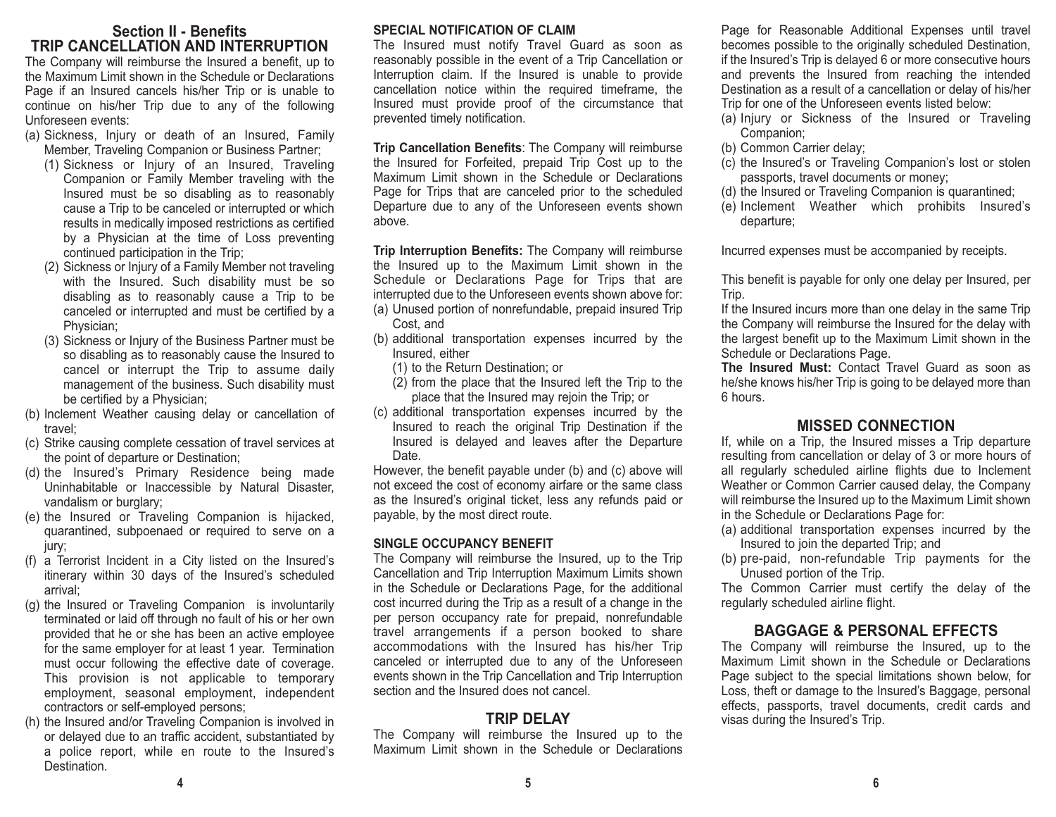## Section II - Benefits

## TRIP CANCELLATION AND INTERRUPTION

The Company will reimburse the Insured a benefit, up to the Maximum Limit shown in the Schedule or Declarations Page if an Insured cancels his/her Trip or is unable to continue on his/her Trip due to any of the following Unforeseen events:

(a) Sickness, Injury or death of an Insured, Family Member, Traveling Companion or Business Partner;
   (1) Sickness or Injury of an Insured, Traveling Companion or Family Member traveling with the Insured must be so disabling as to reasonably cause a Trip to be canceled or interrupted or which results in medically imposed restrictions as certified by a Physician at the time of Loss preventing continued participation in the Trip;
   (2) Sickness or Injury of a Family Member not traveling with the Insured. Such disability must be so disabling as to reasonably cause a Trip to be canceled or interrupted and must be certified by a Physician;
   (3) Sickness or Injury of the Business Partner must be so disabling as to reasonably cause the Insured to cancel or interrupt the Trip to assume daily management of the business. Such disability must be certified by a Physician;

(b) Inclement Weather causing delay or cancellation of travel;

(c) Strike causing complete cessation of travel services at the point of departure or Destination;

(d) the Insured's Primary Residence being made Uninhabitable or Inaccessible by Natural Disaster, vandalism or burglary;

(e) the Insured or Traveling Companion is hijacked, quarantined, subpoenaed or required to serve on a jury;

(f) a Terrorist Incident in a City listed on the Insured's itinerary within 30 days of the Insured's scheduled arrival;

(g) the Insured or Traveling Companion is involuntarily terminated or laid off through no fault of his or her own provided that he or she has been an active employee for the same employer for at least 1 year. Termination must occur following the effective date of coverage. This provision is not applicable to temporary employment, seasonal employment, independent contractors or self-employed persons;

(h) the Insured and/or Traveling Companion is involved in or delayed due to an traffic accident, substantiated by a police report, while en route to the Insured's Destination.

### SPECIAL NOTIFICATION OF CLAIM

The Insured must notify Travel Guard as soon as reasonably possible in the event of a Trip Cancellation or Interruption claim. If the Insured is unable to provide cancellation notice within the required timeframe, the Insured must provide proof of the circumstance that prevented timely notification.

**Trip Cancellation Benefits**: The Company will reimburse the Insured for Forfeited, prepaid Trip Cost up to the Maximum Limit shown in the Schedule or Declarations Page for Trips that are canceled prior to the scheduled Departure due to any of the Unforeseen events shown above.

**Trip Interruption Benefits:** The Company will reimburse the Insured up to the Maximum Limit shown in the Schedule or Declarations Page for Trips that are interrupted due to the Unforeseen events shown above for:

(a) Unused portion of nonrefundable, prepaid insured Trip Cost, and

(b) additional transportation expenses incurred by the Insured, either
   (1) to the Return Destination; or
   (2) from the place that the Insured left the Trip to the place that the Insured may rejoin the Trip; or

(c) additional transportation expenses incurred by the Insured to reach the original Trip Destination if the Insured is delayed and leaves after the Departure Date.

However, the benefit payable under (b) and (c) above will not exceed the cost of economy airfare or the same class as the Insured's original ticket, less any refunds paid or payable, by the most direct route.

### SINGLE OCCUPANCY BENEFIT

The Company will reimburse the Insured, up to the Trip Cancellation and Trip Interruption Maximum Limits shown in the Schedule or Declarations Page, for the additional cost incurred during the Trip as a result of a change in the per person occupancy rate for prepaid, nonrefundable travel arrangements if a person booked to share accommodations with the Insured has his/her Trip canceled or interrupted due to any of the Unforeseen events shown in the Trip Cancellation and Trip Interruption section and the Insured does not cancel.

## TRIP DELAY

The Company will reimburse the Insured up to the Maximum Limit shown in the Schedule or Declarations Page for Reasonable Additional Expenses until travel becomes possible to the originally scheduled Destination, if the Insured's Trip is delayed 6 or more consecutive hours and prevents the Insured from reaching the intended Destination as a result of a cancellation or delay of his/her Trip for one of the Unforeseen events listed below:

(a) Injury or Sickness of the Insured or Traveling Companion;

(b) Common Carrier delay;

(c) the Insured's or Traveling Companion's lost or stolen passports, travel documents or money;

(d) the Insured or Traveling Companion is quarantined;

(e) Inclement Weather which prohibits Insured's departure;

Incurred expenses must be accompanied by receipts.

This benefit is payable for only one delay per Insured, per Trip.

If the Insured incurs more than one delay in the same Trip the Company will reimburse the Insured for the delay with the largest benefit up to the Maximum Limit shown in the Schedule or Declarations Page.

**The Insured Must:** Contact Travel Guard as soon as he/she knows his/her Trip is going to be delayed more than 6 hours.

## MISSED CONNECTION

If, while on a Trip, the Insured misses a Trip departure resulting from cancellation or delay of 3 or more hours of all regularly scheduled airline flights due to Inclement Weather or Common Carrier caused delay, the Company will reimburse the Insured up to the Maximum Limit shown in the Schedule or Declarations Page for:

(a) additional transportation expenses incurred by the Insured to join the departed Trip; and

(b) pre-paid, non-refundable Trip payments for the Unused portion of the Trip.

The Common Carrier must certify the delay of the regularly scheduled airline flight.

## BAGGAGE & PERSONAL EFFECTS

The Company will reimburse the Insured, up to the Maximum Limit shown in the Schedule or Declarations Page subject to the special limitations shown below, for Loss, theft or damage to the Insured's Baggage, personal effects, passports, travel documents, credit cards and visas during the Insured's Trip.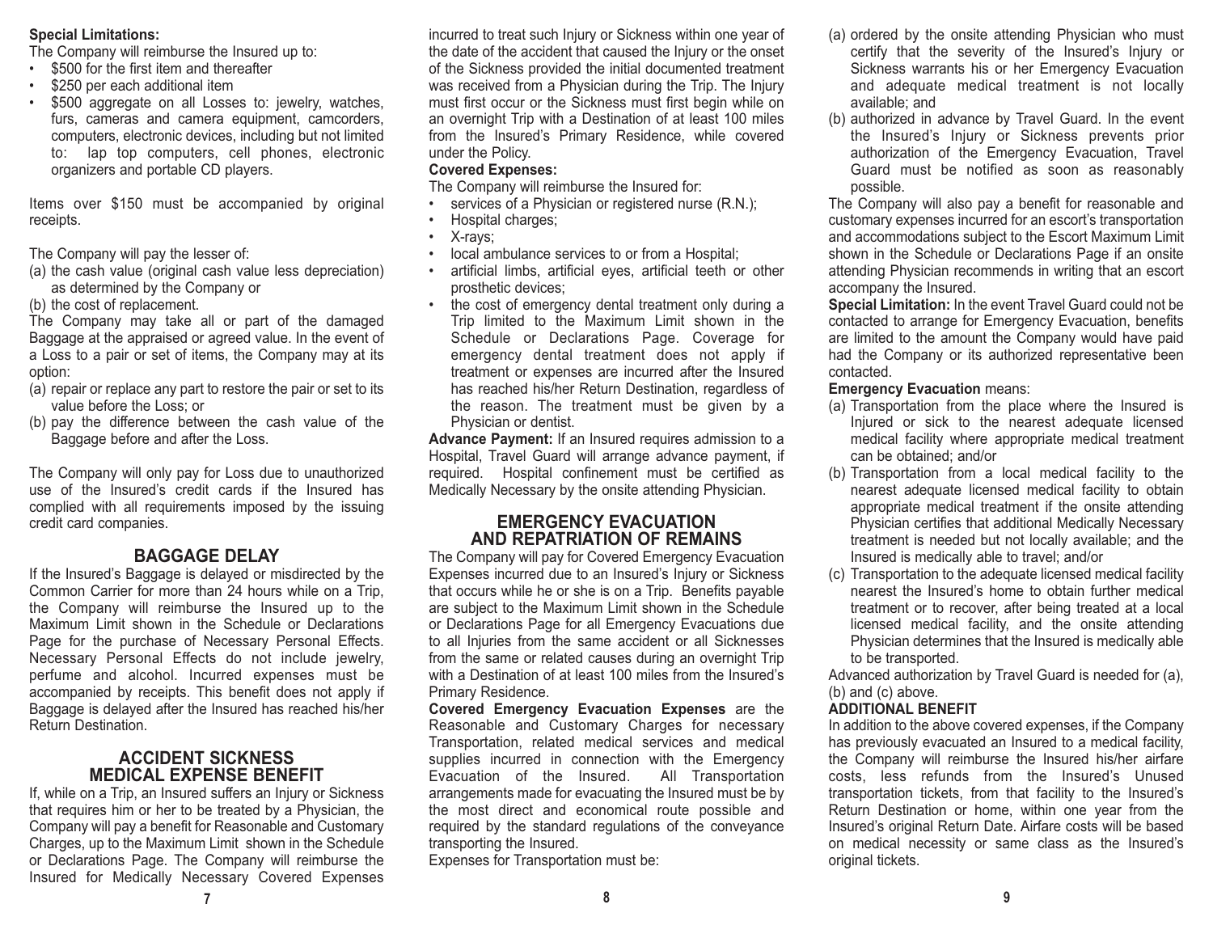**Special Limitations:**

The Company will reimburse the Insured up to:

- $500 for the first item and thereafter
- $250 per each additional item
- $500 aggregate on all Losses to: jewelry, watches, furs, cameras and camera equipment, camcorders, computers, electronic devices, including but not limited to: lap top computers, cell phones, electronic organizers and portable CD players.

Items over $150 must be accompanied by original receipts.

The Company will pay the lesser of:

(a) the cash value (original cash value less depreciation) as determined by the Company or

(b) the cost of replacement.

The Company may take all or part of the damaged Baggage at the appraised or agreed value. In the event of a Loss to a pair or set of items, the Company may at its option:

(a) repair or replace any part to restore the pair or set to its value before the Loss; or

(b) pay the difference between the cash value of the Baggage before and after the Loss.

The Company will only pay for Loss due to unauthorized use of the Insured's credit cards if the Insured has complied with all requirements imposed by the issuing credit card companies.

## BAGGAGE DELAY

If the Insured's Baggage is delayed or misdirected by the Common Carrier for more than 24 hours while on a Trip, the Company will reimburse the Insured up to the Maximum Limit shown in the Schedule or Declarations Page for the purchase of Necessary Personal Effects. Necessary Personal Effects do not include jewelry, perfume and alcohol. Incurred expenses must be accompanied by receipts. This benefit does not apply if Baggage is delayed after the Insured has reached his/her Return Destination.

## ACCIDENT SICKNESS MEDICAL EXPENSE BENEFIT

If, while on a Trip, an Insured suffers an Injury or Sickness that requires him or her to be treated by a Physician, the Company will pay a benefit for Reasonable and Customary Charges, up to the Maximum Limit shown in the Schedule or Declarations Page. The Company will reimburse the Insured for Medically Necessary Covered Expenses incurred to treat such Injury or Sickness within one year of the date of the accident that caused the Injury or the onset of the Sickness provided the initial documented treatment was received from a Physician during the Trip. The Injury must first occur or the Sickness must first begin while on an overnight Trip with a Destination of at least 100 miles from the Insured's Primary Residence, while covered under the Policy.

**Covered Expenses:**

The Company will reimburse the Insured for:

- services of a Physician or registered nurse (R.N.);
- Hospital charges;
- X-rays;
- local ambulance services to or from a Hospital;
- artificial limbs, artificial eyes, artificial teeth or other prosthetic devices;
- the cost of emergency dental treatment only during a Trip limited to the Maximum Limit shown in the Schedule or Declarations Page. Coverage for emergency dental treatment does not apply if treatment or expenses are incurred after the Insured has reached his/her Return Destination, regardless of the reason. The treatment must be given by a Physician or dentist.

**Advance Payment:** If an Insured requires admission to a Hospital, Travel Guard will arrange advance payment, if required. Hospital confinement must be certified as Medically Necessary by the onsite attending Physician.

## EMERGENCY EVACUATION AND REPATRIATION OF REMAINS

The Company will pay for Covered Emergency Evacuation Expenses incurred due to an Insured's Injury or Sickness that occurs while he or she is on a Trip. Benefits payable are subject to the Maximum Limit shown in the Schedule or Declarations Page for all Emergency Evacuations due to all Injuries from the same accident or all Sicknesses from the same or related causes during an overnight Trip with a Destination of at least 100 miles from the Insured's Primary Residence.

**Covered Emergency Evacuation Expenses** are the Reasonable and Customary Charges for necessary Transportation, related medical services and medical supplies incurred in connection with the Emergency Evacuation of the Insured. All Transportation arrangements made for evacuating the Insured must be by the most direct and economical route possible and required by the standard regulations of the conveyance transporting the Insured.

Expenses for Transportation must be:

(a) ordered by the onsite attending Physician who must certify that the severity of the Insured's Injury or Sickness warrants his or her Emergency Evacuation and adequate medical treatment is not locally available; and

(b) authorized in advance by Travel Guard. In the event the Insured's Injury or Sickness prevents prior authorization of the Emergency Evacuation, Travel Guard must be notified as soon as reasonably possible.

The Company will also pay a benefit for reasonable and customary expenses incurred for an escort's transportation and accommodations subject to the Escort Maximum Limit shown in the Schedule or Declarations Page if an onsite attending Physician recommends in writing that an escort accompany the Insured.

**Special Limitation:** In the event Travel Guard could not be contacted to arrange for Emergency Evacuation, benefits are limited to the amount the Company would have paid had the Company or its authorized representative been contacted.

**Emergency Evacuation** means:

(a) Transportation from the place where the Insured is Injured or sick to the nearest adequate licensed medical facility where appropriate medical treatment can be obtained; and/or

(b) Transportation from a local medical facility to the nearest adequate licensed medical facility to obtain appropriate medical treatment if the onsite attending Physician certifies that additional Medically Necessary treatment is needed but not locally available; and the Insured is medically able to travel; and/or

(c) Transportation to the adequate licensed medical facility nearest the Insured's home to obtain further medical treatment or to recover, after being treated at a local licensed medical facility, and the onsite attending Physician determines that the Insured is medically able to be transported.

Advanced authorization by Travel Guard is needed for (a), (b) and (c) above.

**ADDITIONAL BENEFIT**

In addition to the above covered expenses, if the Company has previously evacuated an Insured to a medical facility, the Company will reimburse the Insured his/her airfare costs, less refunds from the Insured's Unused transportation tickets, from that facility to the Insured's Return Destination or home, within one year from the Insured's original Return Date. Airfare costs will be based on medical necessity or same class as the Insured's original tickets.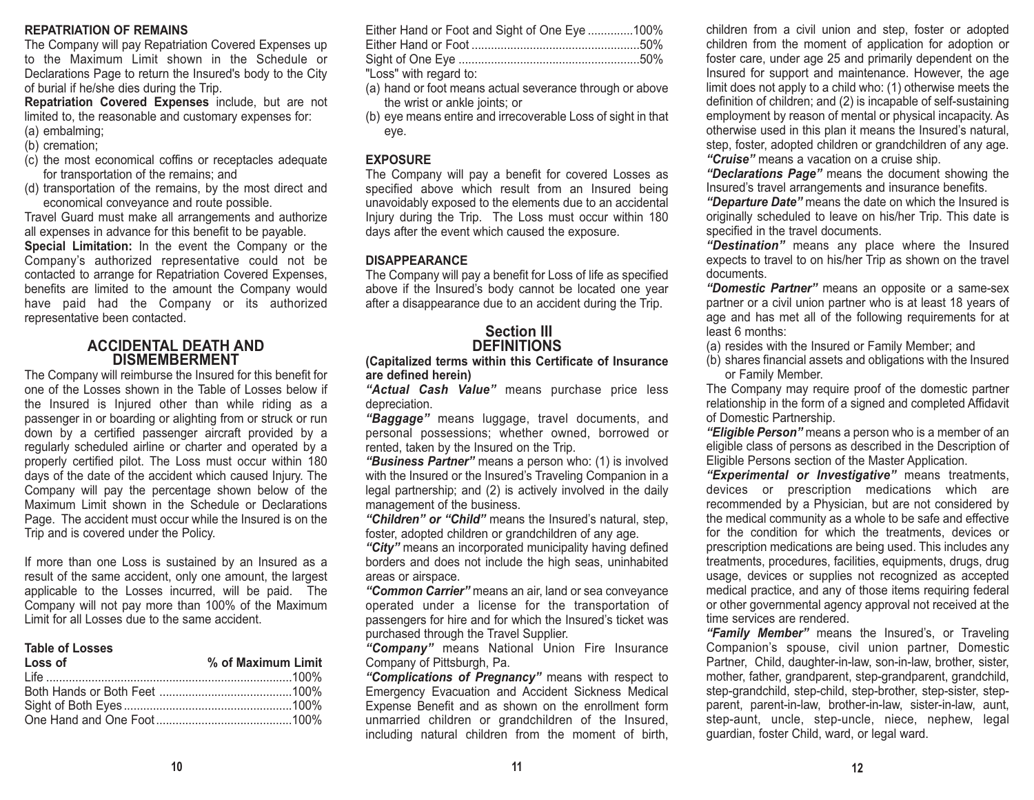**REPATRIATION OF REMAINS**

The Company will pay Repatriation Covered Expenses up to the Maximum Limit shown in the Schedule or Declarations Page to return the Insured's body to the City of burial if he/she dies during the Trip.

**Repatriation Covered Expenses** include, but are not limited to, the reasonable and customary expenses for:

(a) embalming;
(b) cremation;
(c) the most economical coffins or receptacles adequate for transportation of the remains; and
(d) transportation of the remains, by the most direct and economical conveyance and route possible.

Travel Guard must make all arrangements and authorize all expenses in advance for this benefit to be payable.

**Special Limitation:** In the event the Company or the Company's authorized representative could not be contacted to arrange for Repatriation Covered Expenses, benefits are limited to the amount the Company would have paid had the Company or its authorized representative been contacted.

## ACCIDENTAL DEATH AND DISMEMBERMENT

The Company will reimburse the Insured for this benefit for one of the Losses shown in the Table of Losses below if the Insured is Injured other than while riding as a passenger in or boarding or alighting from or struck or run down by a certified passenger aircraft provided by a regularly scheduled airline or charter and operated by a properly certified pilot. The Loss must occur within 180 days of the date of the accident which caused Injury. The Company will pay the percentage shown below of the Maximum Limit shown in the Schedule or Declarations Page. The accident must occur while the Insured is on the Trip and is covered under the Policy.

If more than one Loss is sustained by an Insured as a result of the same accident, only one amount, the largest applicable to the Losses incurred, will be paid. The Company will not pay more than 100% of the Maximum Limit for all Losses due to the same accident.

**Table of Losses**

| Loss of | % of Maximum Limit |
|---|---|
| Life | 100% |
| Both Hands or Both Feet | 100% |
| Sight of Both Eyes | 100% |
| One Hand and One Foot | 100% |
| Either Hand or Foot and Sight of One Eye | 100% |
| Either Hand or Foot | 50% |
| Sight of One Eye | 50% |

"Loss" with regard to:

(a) hand or foot means actual severance through or above the wrist or ankle joints; or
(b) eye means entire and irrecoverable Loss of sight in that eye.

**EXPOSURE**

The Company will pay a benefit for covered Losses as specified above which result from an Insured being unavoidably exposed to the elements due to an accidental Injury during the Trip. The Loss must occur within 180 days after the event which caused the exposure.

**DISAPPEARANCE**

The Company will pay a benefit for Loss of life as specified above if the Insured's body cannot be located one year after a disappearance due to an accident during the Trip.

## Section III DEFINITIONS

**(Capitalized terms within this Certificate of Insurance are defined herein)**

***"Actual Cash Value"*** means purchase price less depreciation.

***"Baggage"*** means luggage, travel documents, and personal possessions; whether owned, borrowed or rented, taken by the Insured on the Trip.

***"Business Partner"*** means a person who: (1) is involved with the Insured or the Insured's Traveling Companion in a legal partnership; and (2) is actively involved in the daily management of the business.

***"Children" or "Child"*** means the Insured's natural, step, foster, adopted children or grandchildren of any age.

***"City"*** means an incorporated municipality having defined borders and does not include the high seas, uninhabited areas or airspace.

***"Common Carrier"*** means an air, land or sea conveyance operated under a license for the transportation of passengers for hire and for which the Insured's ticket was purchased through the Travel Supplier.

***"Company"*** means National Union Fire Insurance Company of Pittsburgh, Pa.

***"Complications of Pregnancy"*** means with respect to Emergency Evacuation and Accident Sickness Medical Expense Benefit and as shown on the enrollment form unmarried children or grandchildren of the Insured, including natural children from the moment of birth, children from a civil union and step, foster or adopted children from the moment of application for adoption or foster care, under age 25 and primarily dependent on the Insured for support and maintenance. However, the age limit does not apply to a child who: (1) otherwise meets the definition of children; and (2) is incapable of self-sustaining employment by reason of mental or physical incapacity. As otherwise used in this plan it means the Insured's natural, step, foster, adopted children or grandchildren of any age.

***"Cruise"*** means a vacation on a cruise ship.

***"Declarations Page"*** means the document showing the Insured's travel arrangements and insurance benefits.

***"Departure Date"*** means the date on which the Insured is originally scheduled to leave on his/her Trip. This date is specified in the travel documents.

***"Destination"*** means any place where the Insured expects to travel to on his/her Trip as shown on the travel documents.

***"Domestic Partner"*** means an opposite or a same-sex partner or a civil union partner who is at least 18 years of age and has met all of the following requirements for at least 6 months:

(a) resides with the Insured or Family Member; and
(b) shares financial assets and obligations with the Insured or Family Member.

The Company may require proof of the domestic partner relationship in the form of a signed and completed Affidavit of Domestic Partnership.

***"Eligible Person"*** means a person who is a member of an eligible class of persons as described in the Description of Eligible Persons section of the Master Application.

***"Experimental or Investigative"*** means treatments, devices or prescription medications which are recommended by a Physician, but are not considered by the medical community as a whole to be safe and effective for the condition for which the treatments, devices or prescription medications are being used. This includes any treatments, procedures, facilities, equipments, drugs, drug usage, devices or supplies not recognized as accepted medical practice, and any of those items requiring federal or other governmental agency approval not received at the time services are rendered.

***"Family Member"*** means the Insured's, or Traveling Companion's spouse, civil union partner, Domestic Partner, Child, daughter-in-law, son-in-law, brother, sister, mother, father, grandparent, step-grandparent, grandchild, step-grandchild, step-child, step-brother, step-sister, step-parent, parent-in-law, brother-in-law, sister-in-law, aunt, step-aunt, uncle, step-uncle, niece, nephew, legal guardian, foster Child, ward, or legal ward.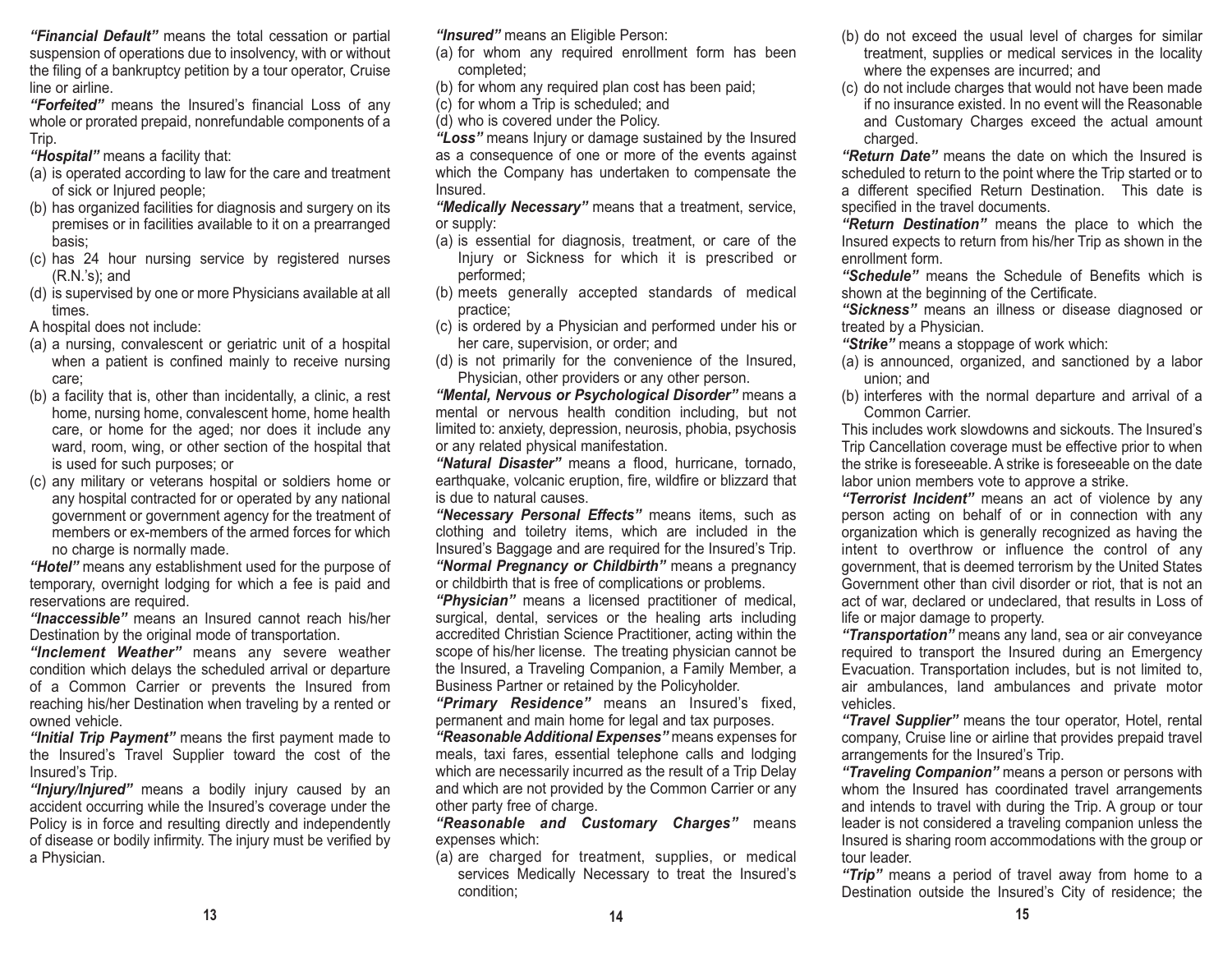***"Financial Default"*** means the total cessation or partial suspension of operations due to insolvency, with or without the filing of a bankruptcy petition by a tour operator, Cruise line or airline.

***"Forfeited"*** means the Insured's financial Loss of any whole or prorated prepaid, nonrefundable components of a Trip.

***"Hospital"*** means a facility that:

(a) is operated according to law for the care and treatment of sick or Injured people;
(b) has organized facilities for diagnosis and surgery on its premises or in facilities available to it on a prearranged basis;
(c) has 24 hour nursing service by registered nurses (R.N.'s); and
(d) is supervised by one or more Physicians available at all times.

A hospital does not include:

(a) a nursing, convalescent or geriatric unit of a hospital when a patient is confined mainly to receive nursing care;
(b) a facility that is, other than incidentally, a clinic, a rest home, nursing home, convalescent home, home health care, or home for the aged; nor does it include any ward, room, wing, or other section of the hospital that is used for such purposes; or
(c) any military or veterans hospital or soldiers home or any hospital contracted for or operated by any national government or government agency for the treatment of members or ex-members of the armed forces for which no charge is normally made.

***"Hotel"*** means any establishment used for the purpose of temporary, overnight lodging for which a fee is paid and reservations are required.

***"Inaccessible"*** means an Insured cannot reach his/her Destination by the original mode of transportation.

***"Inclement Weather"*** means any severe weather condition which delays the scheduled arrival or departure of a Common Carrier or prevents the Insured from reaching his/her Destination when traveling by a rented or owned vehicle.

***"Initial Trip Payment"*** means the first payment made to the Insured's Travel Supplier toward the cost of the Insured's Trip.

***"Injury/Injured"*** means a bodily injury caused by an accident occurring while the Insured's coverage under the Policy is in force and resulting directly and independently of disease or bodily infirmity. The injury must be verified by a Physician.

***"Insured"*** means an Eligible Person:

(a) for whom any required enrollment form has been completed;
(b) for whom any required plan cost has been paid;
(c) for whom a Trip is scheduled; and
(d) who is covered under the Policy.

***"Loss"*** means Injury or damage sustained by the Insured as a consequence of one or more of the events against which the Company has undertaken to compensate the Insured.

***"Medically Necessary"*** means that a treatment, service, or supply:

(a) is essential for diagnosis, treatment, or care of the Injury or Sickness for which it is prescribed or performed;
(b) meets generally accepted standards of medical practice;
(c) is ordered by a Physician and performed under his or her care, supervision, or order; and
(d) is not primarily for the convenience of the Insured, Physician, other providers or any other person.

***"Mental, Nervous or Psychological Disorder"*** means a mental or nervous health condition including, but not limited to: anxiety, depression, neurosis, phobia, psychosis or any related physical manifestation.

***"Natural Disaster"*** means a flood, hurricane, tornado, earthquake, volcanic eruption, fire, wildfire or blizzard that is due to natural causes.

***"Necessary Personal Effects"*** means items, such as clothing and toiletry items, which are included in the Insured's Baggage and are required for the Insured's Trip.

***"Normal Pregnancy or Childbirth"*** means a pregnancy or childbirth that is free of complications or problems.

***"Physician"*** means a licensed practitioner of medical, surgical, dental, services or the healing arts including accredited Christian Science Practitioner, acting within the scope of his/her license. The treating physician cannot be the Insured, a Traveling Companion, a Family Member, a Business Partner or retained by the Policyholder.

***"Primary Residence"*** means an Insured's fixed, permanent and main home for legal and tax purposes.

***"Reasonable Additional Expenses"*** means expenses for meals, taxi fares, essential telephone calls and lodging which are necessarily incurred as the result of a Trip Delay and which are not provided by the Common Carrier or any other party free of charge.

***"Reasonable and Customary Charges"*** means expenses which:

(a) are charged for treatment, supplies, or medical services Medically Necessary to treat the Insured's condition;
(b) do not exceed the usual level of charges for similar treatment, supplies or medical services in the locality where the expenses are incurred; and
(c) do not include charges that would not have been made if no insurance existed. In no event will the Reasonable and Customary Charges exceed the actual amount charged.

***"Return Date"*** means the date on which the Insured is scheduled to return to the point where the Trip started or to a different specified Return Destination. This date is specified in the travel documents.

***"Return Destination"*** means the place to which the Insured expects to return from his/her Trip as shown in the enrollment form.

***"Schedule"*** means the Schedule of Benefits which is shown at the beginning of the Certificate.

***"Sickness"*** means an illness or disease diagnosed or treated by a Physician.

***"Strike"*** means a stoppage of work which:

(a) is announced, organized, and sanctioned by a labor union; and
(b) interferes with the normal departure and arrival of a Common Carrier.

This includes work slowdowns and sickouts. The Insured's Trip Cancellation coverage must be effective prior to when the strike is foreseeable. A strike is foreseeable on the date labor union members vote to approve a strike.

***"Terrorist Incident"*** means an act of violence by any person acting on behalf of or in connection with any organization which is generally recognized as having the intent to overthrow or influence the control of any government, that is deemed terrorism by the United States Government other than civil disorder or riot, that is not an act of war, declared or undeclared, that results in Loss of life or major damage to property.

***"Transportation"*** means any land, sea or air conveyance required to transport the Insured during an Emergency Evacuation. Transportation includes, but is not limited to, air ambulances, land ambulances and private motor vehicles.

***"Travel Supplier"*** means the tour operator, Hotel, rental company, Cruise line or airline that provides prepaid travel arrangements for the Insured's Trip.

***"Traveling Companion"*** means a person or persons with whom the Insured has coordinated travel arrangements and intends to travel with during the Trip. A group or tour leader is not considered a traveling companion unless the Insured is sharing room accommodations with the group or tour leader.

***"Trip"*** means a period of travel away from home to a Destination outside the Insured's City of residence; the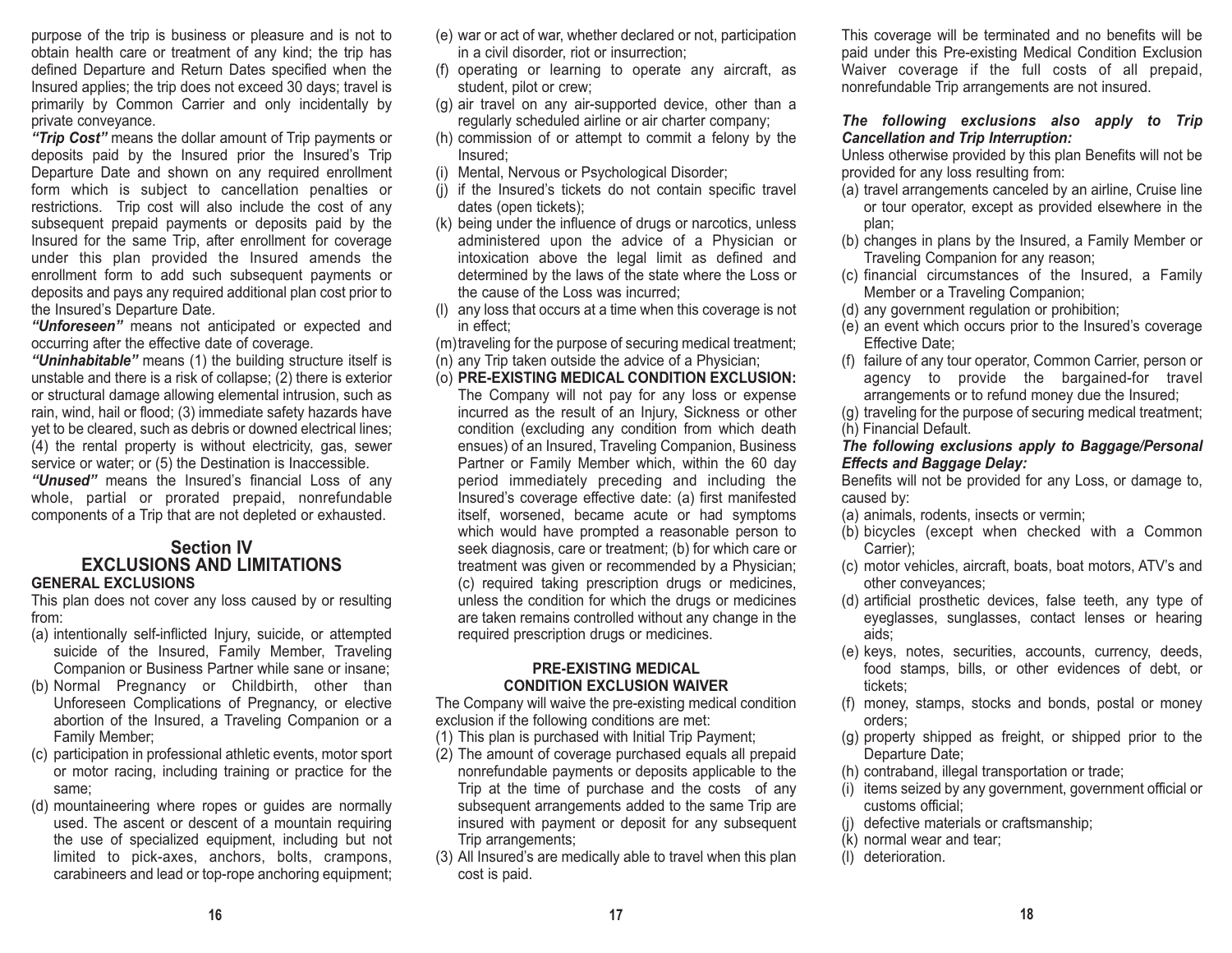purpose of the trip is business or pleasure and is not to obtain health care or treatment of any kind; the trip has defined Departure and Return Dates specified when the Insured applies; the trip does not exceed 30 days; travel is primarily by Common Carrier and only incidentally by private conveyance.

***"Trip Cost"*** means the dollar amount of Trip payments or deposits paid by the Insured prior the Insured's Trip Departure Date and shown on any required enrollment form which is subject to cancellation penalties or restrictions. Trip cost will also include the cost of any subsequent prepaid payments or deposits paid by the Insured for the same Trip, after enrollment for coverage under this plan provided the Insured amends the enrollment form to add such subsequent payments or deposits and pays any required additional plan cost prior to the Insured's Departure Date.

***"Unforeseen"*** means not anticipated or expected and occurring after the effective date of coverage.

***"Uninhabitable"*** means (1) the building structure itself is unstable and there is a risk of collapse; (2) there is exterior or structural damage allowing elemental intrusion, such as rain, wind, hail or flood; (3) immediate safety hazards have yet to be cleared, such as debris or downed electrical lines; (4) the rental property is without electricity, gas, sewer service or water; or (5) the Destination is Inaccessible.

***"Unused"*** means the Insured's financial Loss of any whole, partial or prorated prepaid, nonrefundable components of a Trip that are not depleted or exhausted.

## Section IV
## EXCLUSIONS AND LIMITATIONS

**GENERAL EXCLUSIONS**

This plan does not cover any loss caused by or resulting from:

(a) intentionally self-inflicted Injury, suicide, or attempted suicide of the Insured, Family Member, Traveling Companion or Business Partner while sane or insane;
(b) Normal Pregnancy or Childbirth, other than Unforeseen Complications of Pregnancy, or elective abortion of the Insured, a Traveling Companion or a Family Member;
(c) participation in professional athletic events, motor sport or motor racing, including training or practice for the same;
(d) mountaineering where ropes or guides are normally used. The ascent or descent of a mountain requiring the use of specialized equipment, including but not limited to pick-axes, anchors, bolts, crampons, carabineers and lead or top-rope anchoring equipment;
(e) war or act of war, whether declared or not, participation in a civil disorder, riot or insurrection;
(f) operating or learning to operate any aircraft, as student, pilot or crew;
(g) air travel on any air-supported device, other than a regularly scheduled airline or air charter company;
(h) commission of or attempt to commit a felony by the Insured;
(i) Mental, Nervous or Psychological Disorder;
(j) if the Insured's tickets do not contain specific travel dates (open tickets);
(k) being under the influence of drugs or narcotics, unless administered upon the advice of a Physician or intoxication above the legal limit as defined and determined by the laws of the state where the Loss or the cause of the Loss was incurred;
(l) any loss that occurs at a time when this coverage is not in effect;
(m) traveling for the purpose of securing medical treatment;
(n) any Trip taken outside the advice of a Physician;
(o) **PRE-EXISTING MEDICAL CONDITION EXCLUSION:** The Company will not pay for any loss or expense incurred as the result of an Injury, Sickness or other condition (excluding any condition from which death ensues) of an Insured, Traveling Companion, Business Partner or Family Member which, within the 60 day period immediately preceding and including the Insured's coverage effective date: (a) first manifested itself, worsened, became acute or had symptoms which would have prompted a reasonable person to seek diagnosis, care or treatment; (b) for which care or treatment was given or recommended by a Physician; (c) required taking prescription drugs or medicines, unless the condition for which the drugs or medicines are taken remains controlled without any change in the required prescription drugs or medicines.

**PRE-EXISTING MEDICAL CONDITION EXCLUSION WAIVER**

The Company will waive the pre-existing medical condition exclusion if the following conditions are met:

(1) This plan is purchased with Initial Trip Payment;
(2) The amount of coverage purchased equals all prepaid nonrefundable payments or deposits applicable to the Trip at the time of purchase and the costs of any subsequent arrangements added to the same Trip are insured with payment or deposit for any subsequent Trip arrangements;
(3) All Insured's are medically able to travel when this plan cost is paid.

This coverage will be terminated and no benefits will be paid under this Pre-existing Medical Condition Exclusion Waiver coverage if the full costs of all prepaid, nonrefundable Trip arrangements are not insured.

***The following exclusions also apply to Trip Cancellation and Trip Interruption:***

Unless otherwise provided by this plan Benefits will not be provided for any loss resulting from:

(a) travel arrangements canceled by an airline, Cruise line or tour operator, except as provided elsewhere in the plan;
(b) changes in plans by the Insured, a Family Member or Traveling Companion for any reason;
(c) financial circumstances of the Insured, a Family Member or a Traveling Companion;
(d) any government regulation or prohibition;
(e) an event which occurs prior to the Insured's coverage Effective Date;
(f) failure of any tour operator, Common Carrier, person or agency to provide the bargained-for travel arrangements or to refund money due the Insured;
(g) traveling for the purpose of securing medical treatment;
(h) Financial Default.

***The following exclusions apply to Baggage/Personal Effects and Baggage Delay:***

Benefits will not be provided for any Loss, or damage to, caused by:

(a) animals, rodents, insects or vermin;
(b) bicycles (except when checked with a Common Carrier);
(c) motor vehicles, aircraft, boats, boat motors, ATV's and other conveyances;
(d) artificial prosthetic devices, false teeth, any type of eyeglasses, sunglasses, contact lenses or hearing aids;
(e) keys, notes, securities, accounts, currency, deeds, food stamps, bills, or other evidences of debt, or tickets;
(f) money, stamps, stocks and bonds, postal or money orders;
(g) property shipped as freight, or shipped prior to the Departure Date;
(h) contraband, illegal transportation or trade;
(i) items seized by any government, government official or customs official;
(j) defective materials or craftsmanship;
(k) normal wear and tear;
(l) deterioration.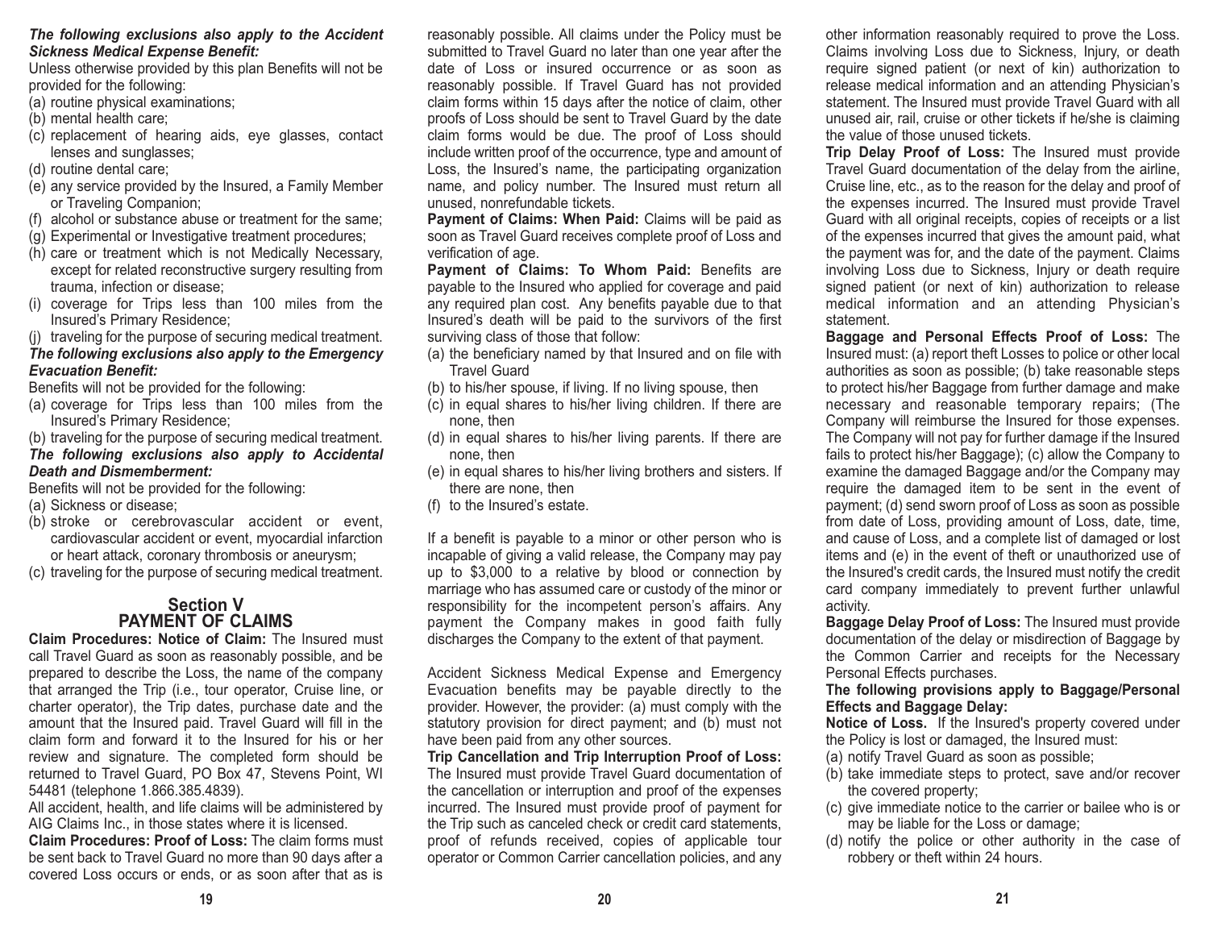***The following exclusions also apply to the Accident Sickness Medical Expense Benefit:***

Unless otherwise provided by this plan Benefits will not be provided for the following:

(a) routine physical examinations;
(b) mental health care;
(c) replacement of hearing aids, eye glasses, contact lenses and sunglasses;
(d) routine dental care;
(e) any service provided by the Insured, a Family Member or Traveling Companion;
(f) alcohol or substance abuse or treatment for the same;
(g) Experimental or Investigative treatment procedures;
(h) care or treatment which is not Medically Necessary, except for related reconstructive surgery resulting from trauma, infection or disease;
(i) coverage for Trips less than 100 miles from the Insured's Primary Residence;
(j) traveling for the purpose of securing medical treatment.

***The following exclusions also apply to the Emergency Evacuation Benefit:***

Benefits will not be provided for the following:

(a) coverage for Trips less than 100 miles from the Insured's Primary Residence;
(b) traveling for the purpose of securing medical treatment.

***The following exclusions also apply to Accidental Death and Dismemberment:***

Benefits will not be provided for the following:

(a) Sickness or disease;
(b) stroke or cerebrovascular accident or event, cardiovascular accident or event, myocardial infarction or heart attack, coronary thrombosis or aneurysm;
(c) traveling for the purpose of securing medical treatment.

## Section V
## PAYMENT OF CLAIMS

**Claim Procedures: Notice of Claim:** The Insured must call Travel Guard as soon as reasonably possible, and be prepared to describe the Loss, the name of the company that arranged the Trip (i.e., tour operator, Cruise line, or charter operator), the Trip dates, purchase date and the amount that the Insured paid. Travel Guard will fill in the claim form and forward it to the Insured for his or her review and signature. The completed form should be returned to Travel Guard, PO Box 47, Stevens Point, WI 54481 (telephone 1.866.385.4839).

All accident, health, and life claims will be administered by AIG Claims Inc., in those states where it is licensed.

**Claim Procedures: Proof of Loss:** The claim forms must be sent back to Travel Guard no more than 90 days after a covered Loss occurs or ends, or as soon after that as is reasonably possible. All claims under the Policy must be submitted to Travel Guard no later than one year after the date of Loss or insured occurrence or as soon as reasonably possible. If Travel Guard has not provided claim forms within 15 days after the notice of claim, other proofs of Loss should be sent to Travel Guard by the date claim forms would be due. The proof of Loss should include written proof of the occurrence, type and amount of Loss, the Insured's name, the participating organization name, and policy number. The Insured must return all unused, nonrefundable tickets.

**Payment of Claims: When Paid:** Claims will be paid as soon as Travel Guard receives complete proof of Loss and verification of age.

**Payment of Claims: To Whom Paid:** Benefits are payable to the Insured who applied for coverage and paid any required plan cost. Any benefits payable due to that Insured's death will be paid to the survivors of the first surviving class of those that follow:

(a) the beneficiary named by that Insured and on file with Travel Guard
(b) to his/her spouse, if living. If no living spouse, then
(c) in equal shares to his/her living children. If there are none, then
(d) in equal shares to his/her living parents. If there are none, then
(e) in equal shares to his/her living brothers and sisters. If there are none, then
(f) to the Insured's estate.

If a benefit is payable to a minor or other person who is incapable of giving a valid release, the Company may pay up to $3,000 to a relative by blood or connection by marriage who has assumed care or custody of the minor or responsibility for the incompetent person's affairs. Any payment the Company makes in good faith fully discharges the Company to the extent of that payment.

Accident Sickness Medical Expense and Emergency Evacuation benefits may be payable directly to the provider. However, the provider: (a) must comply with the statutory provision for direct payment; and (b) must not have been paid from any other sources.

**Trip Cancellation and Trip Interruption Proof of Loss:** The Insured must provide Travel Guard documentation of the cancellation or interruption and proof of the expenses incurred. The Insured must provide proof of payment for the Trip such as canceled check or credit card statements, proof of refunds received, copies of applicable tour operator or Common Carrier cancellation policies, and any other information reasonably required to prove the Loss. Claims involving Loss due to Sickness, Injury, or death require signed patient (or next of kin) authorization to release medical information and an attending Physician's statement. The Insured must provide Travel Guard with all unused air, rail, cruise or other tickets if he/she is claiming the value of those unused tickets.

**Trip Delay Proof of Loss:** The Insured must provide Travel Guard documentation of the delay from the airline, Cruise line, etc., as to the reason for the delay and proof of the expenses incurred. The Insured must provide Travel Guard with all original receipts, copies of receipts or a list of the expenses incurred that gives the amount paid, what the payment was for, and the date of the payment. Claims involving Loss due to Sickness, Injury or death require signed patient (or next of kin) authorization to release medical information and an attending Physician's statement.

**Baggage and Personal Effects Proof of Loss:** The Insured must: (a) report theft Losses to police or other local authorities as soon as possible; (b) take reasonable steps to protect his/her Baggage from further damage and make necessary and reasonable temporary repairs; (The Company will reimburse the Insured for those expenses. The Company will not pay for further damage if the Insured fails to protect his/her Baggage); (c) allow the Company to examine the damaged Baggage and/or the Company may require the damaged item to be sent in the event of payment; (d) send sworn proof of Loss as soon as possible from date of Loss, providing amount of Loss, date, time, and cause of Loss, and a complete list of damaged or lost items and (e) in the event of theft or unauthorized use of the Insured's credit cards, the Insured must notify the credit card company immediately to prevent further unlawful activity.

**Baggage Delay Proof of Loss:** The Insured must provide documentation of the delay or misdirection of Baggage by the Common Carrier and receipts for the Necessary Personal Effects purchases.

**The following provisions apply to Baggage/Personal Effects and Baggage Delay:**

**Notice of Loss.** If the Insured's property covered under the Policy is lost or damaged, the Insured must:

(a) notify Travel Guard as soon as possible;
(b) take immediate steps to protect, save and/or recover the covered property;
(c) give immediate notice to the carrier or bailee who is or may be liable for the Loss or damage;
(d) notify the police or other authority in the case of robbery or theft within 24 hours.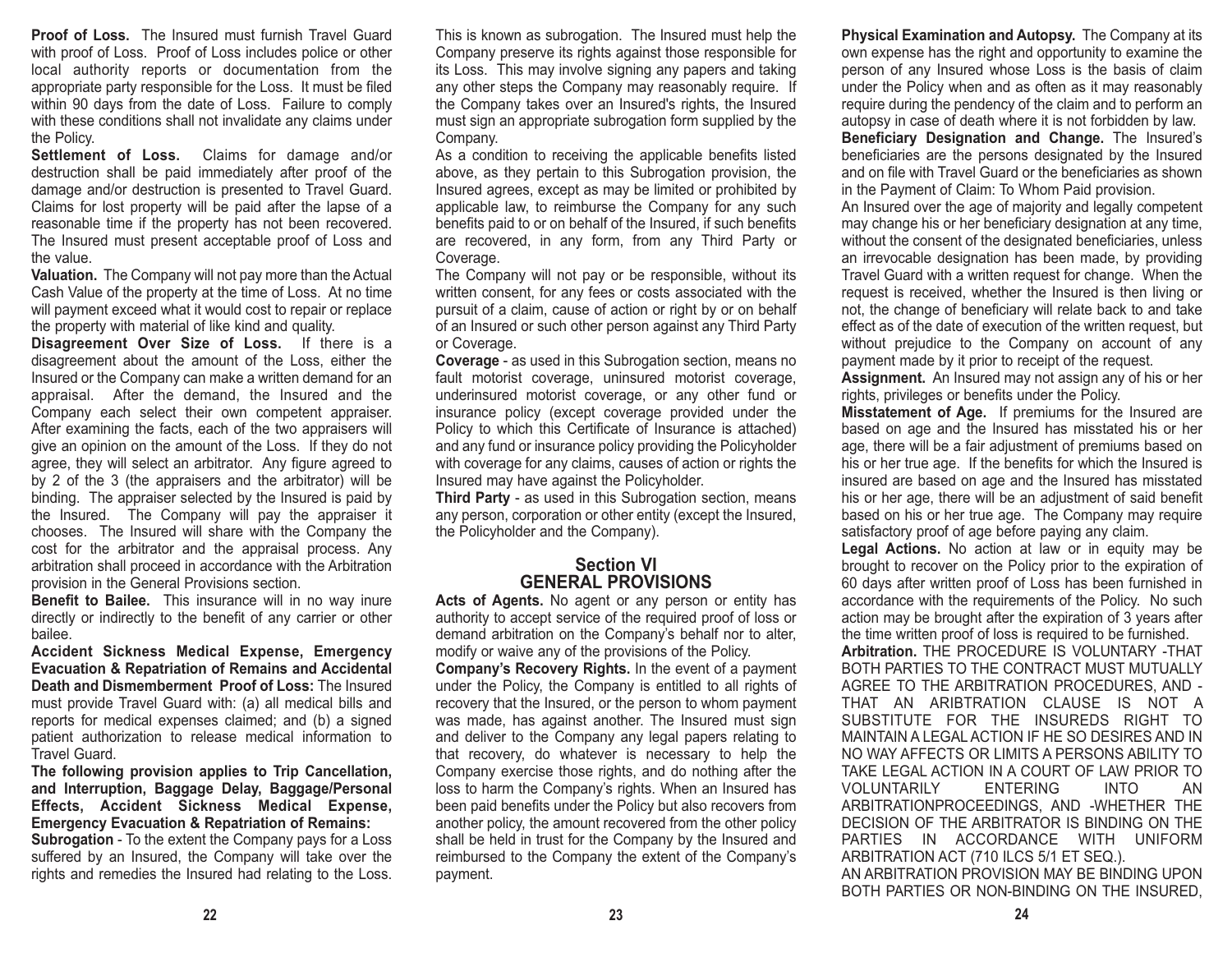**Proof of Loss.** The Insured must furnish Travel Guard with proof of Loss. Proof of Loss includes police or other local authority reports or documentation from the appropriate party responsible for the Loss. It must be filed within 90 days from the date of Loss. Failure to comply with these conditions shall not invalidate any claims under the Policy.

**Settlement of Loss.** Claims for damage and/or destruction shall be paid immediately after proof of the damage and/or destruction is presented to Travel Guard. Claims for lost property will be paid after the lapse of a reasonable time if the property has not been recovered. The Insured must present acceptable proof of Loss and the value.

**Valuation.** The Company will not pay more than the Actual Cash Value of the property at the time of Loss. At no time will payment exceed what it would cost to repair or replace the property with material of like kind and quality.

**Disagreement Over Size of Loss.** If there is a disagreement about the amount of the Loss, either the Insured or the Company can make a written demand for an appraisal. After the demand, the Insured and the Company each select their own competent appraiser. After examining the facts, each of the two appraisers will give an opinion on the amount of the Loss. If they do not agree, they will select an arbitrator. Any figure agreed to by 2 of the 3 (the appraisers and the arbitrator) will be binding. The appraiser selected by the Insured is paid by the Insured. The Company will pay the appraiser it chooses. The Insured will share with the Company the cost for the arbitrator and the appraisal process. Any arbitration shall proceed in accordance with the Arbitration provision in the General Provisions section.

**Benefit to Bailee.** This insurance will in no way inure directly or indirectly to the benefit of any carrier or other bailee.

**Accident Sickness Medical Expense, Emergency Evacuation & Repatriation of Remains and Accidental Death and Dismemberment Proof of Loss:** The Insured must provide Travel Guard with: (a) all medical bills and reports for medical expenses claimed; and (b) a signed patient authorization to release medical information to Travel Guard.

**The following provision applies to Trip Cancellation, and Interruption, Baggage Delay, Baggage/Personal Effects, Accident Sickness Medical Expense, Emergency Evacuation & Repatriation of Remains:**

**Subrogation** - To the extent the Company pays for a Loss suffered by an Insured, the Company will take over the rights and remedies the Insured had relating to the Loss. This is known as subrogation. The Insured must help the Company preserve its rights against those responsible for its Loss. This may involve signing any papers and taking any other steps the Company may reasonably require. If the Company takes over an Insured's rights, the Insured must sign an appropriate subrogation form supplied by the Company.

As a condition to receiving the applicable benefits listed above, as they pertain to this Subrogation provision, the Insured agrees, except as may be limited or prohibited by applicable law, to reimburse the Company for any such benefits paid to or on behalf of the Insured, if such benefits are recovered, in any form, from any Third Party or Coverage.

The Company will not pay or be responsible, without its written consent, for any fees or costs associated with the pursuit of a claim, cause of action or right by or on behalf of an Insured or such other person against any Third Party or Coverage.

**Coverage** - as used in this Subrogation section, means no fault motorist coverage, uninsured motorist coverage, underinsured motorist coverage, or any other fund or insurance policy (except coverage provided under the Policy to which this Certificate of Insurance is attached) and any fund or insurance policy providing the Policyholder with coverage for any claims, causes of action or rights the Insured may have against the Policyholder.

**Third Party** - as used in this Subrogation section, means any person, corporation or other entity (except the Insured, the Policyholder and the Company).

## Section VI
## GENERAL PROVISIONS

**Acts of Agents.** No agent or any person or entity has authority to accept service of the required proof of loss or demand arbitration on the Company's behalf nor to alter, modify or waive any of the provisions of the Policy.

**Company's Recovery Rights.** In the event of a payment under the Policy, the Company is entitled to all rights of recovery that the Insured, or the person to whom payment was made, has against another. The Insured must sign and deliver to the Company any legal papers relating to that recovery, do whatever is necessary to help the Company exercise those rights, and do nothing after the loss to harm the Company's rights. When an Insured has been paid benefits under the Policy but also recovers from another policy, the amount recovered from the other policy shall be held in trust for the Company by the Insured and reimbursed to the Company the extent of the Company's payment.

**Physical Examination and Autopsy.** The Company at its own expense has the right and opportunity to examine the person of any Insured whose Loss is the basis of claim under the Policy when and as often as it may reasonably require during the pendency of the claim and to perform an autopsy in case of death where it is not forbidden by law.

**Beneficiary Designation and Change.** The Insured's beneficiaries are the persons designated by the Insured and on file with Travel Guard or the beneficiaries as shown in the Payment of Claim: To Whom Paid provision.

An Insured over the age of majority and legally competent may change his or her beneficiary designation at any time, without the consent of the designated beneficiaries, unless an irrevocable designation has been made, by providing Travel Guard with a written request for change. When the request is received, whether the Insured is then living or not, the change of beneficiary will relate back to and take effect as of the date of execution of the written request, but without prejudice to the Company on account of any payment made by it prior to receipt of the request.

**Assignment.** An Insured may not assign any of his or her rights, privileges or benefits under the Policy.

**Misstatement of Age.** If premiums for the Insured are based on age and the Insured has misstated his or her age, there will be a fair adjustment of premiums based on his or her true age. If the benefits for which the Insured is insured are based on age and the Insured has misstated his or her age, there will be an adjustment of said benefit based on his or her true age. The Company may require satisfactory proof of age before paying any claim.

**Legal Actions.** No action at law or in equity may be brought to recover on the Policy prior to the expiration of 60 days after written proof of Loss has been furnished in accordance with the requirements of the Policy. No such action may be brought after the expiration of 3 years after the time written proof of loss is required to be furnished.

**Arbitration.** THE PROCEDURE IS VOLUNTARY -THAT BOTH PARTIES TO THE CONTRACT MUST MUTUALLY AGREE TO THE ARBITRATION PROCEDURES, AND - THAT AN ARIBTRATION CLAUSE IS NOT A SUBSTITUTE FOR THE INSUREDS RIGHT TO MAINTAIN A LEGAL ACTION IF HE SO DESIRES AND IN NO WAY AFFECTS OR LIMITS A PERSONS ABILITY TO TAKE LEGAL ACTION IN A COURT OF LAW PRIOR TO VOLUNTARILY ENTERING INTO AN ARBITRATIONPROCEEDINGS, AND -WHETHER THE DECISION OF THE ARBITRATOR IS BINDING ON THE PARTIES IN ACCORDANCE WITH UNIFORM ARBITRATION ACT (710 ILCS 5/1 ET SEQ.).

AN ARBITRATION PROVISION MAY BE BINDING UPON BOTH PARTIES OR NON-BINDING ON THE INSURED,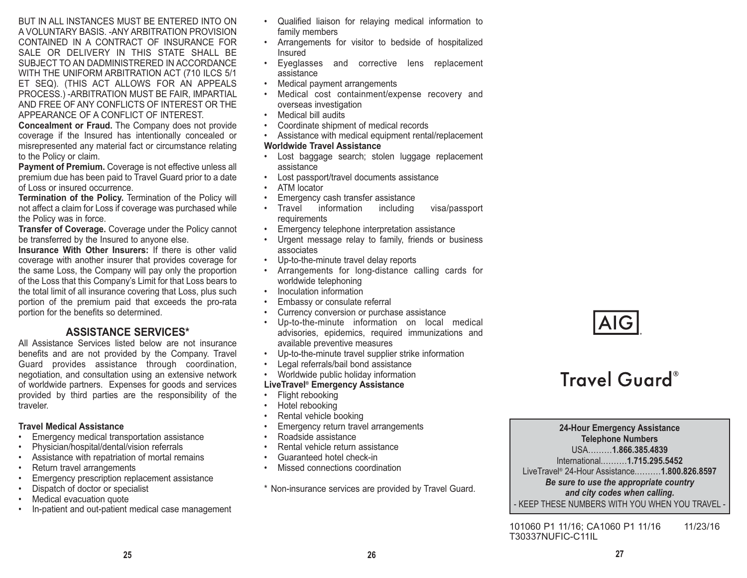BUT IN ALL INSTANCES MUST BE ENTERED INTO ON A VOLUNTARY BASIS. -ANY ARBITRATION PROVISION CONTAINED IN A CONTRACT OF INSURANCE FOR SALE OR DELIVERY IN THIS STATE SHALL BE SUBJECT TO AN DADMINISTRERED IN ACCORDANCE WITH THE UNIFORM ARBITRATION ACT (710 ILCS 5/1 ET SEQ). (THIS ACT ALLOWS FOR AN APPEALS PROCESS.) -ARBITRATION MUST BE FAIR, IMPARTIAL AND FREE OF ANY CONFLICTS OF INTEREST OR THE APPEARANCE OF A CONFLICT OF INTEREST.

**Concealment or Fraud.** The Company does not provide coverage if the Insured has intentionally concealed or misrepresented any material fact or circumstance relating to the Policy or claim.

**Payment of Premium.** Coverage is not effective unless all premium due has been paid to Travel Guard prior to a date of Loss or insured occurrence.

**Termination of the Policy.** Termination of the Policy will not affect a claim for Loss if coverage was purchased while the Policy was in force.

**Transfer of Coverage.** Coverage under the Policy cannot be transferred by the Insured to anyone else.

**Insurance With Other Insurers:** If there is other valid coverage with another insurer that provides coverage for the same Loss, the Company will pay only the proportion of the Loss that this Company's Limit for that Loss bears to the total limit of all insurance covering that Loss, plus such portion of the premium paid that exceeds the pro-rata portion for the benefits so determined.

## ASSISTANCE SERVICES*

All Assistance Services listed below are not insurance benefits and are not provided by the Company. Travel Guard provides assistance through coordination, negotiation, and consultation using an extensive network of worldwide partners. Expenses for goods and services provided by third parties are the responsibility of the traveler.

**Travel Medical Assistance**

- Emergency medical transportation assistance
- Physician/hospital/dental/vision referrals
- Assistance with repatriation of mortal remains
- Return travel arrangements
- Emergency prescription replacement assistance
- Dispatch of doctor or specialist
- Medical evacuation quote
- In-patient and out-patient medical case management
- Qualified liaison for relaying medical information to family members
- Arrangements for visitor to bedside of hospitalized Insured
- Eyeglasses and corrective lens replacement assistance
- Medical payment arrangements
- Medical cost containment/expense recovery and overseas investigation
- Medical bill audits
- Coordinate shipment of medical records
- Assistance with medical equipment rental/replacement

**Worldwide Travel Assistance**

- Lost baggage search; stolen luggage replacement assistance
- Lost passport/travel documents assistance
- ATM locator
- Emergency cash transfer assistance
- Travel information including visa/passport requirements
- Emergency telephone interpretation assistance
- Urgent message relay to family, friends or business associates
- Up-to-the-minute travel delay reports
- Arrangements for long-distance calling cards for worldwide telephoning
- Inoculation information
- Embassy or consulate referral
- Currency conversion or purchase assistance
- Up-to-the-minute information on local medical advisories, epidemics, required immunizations and available preventive measures
- Up-to-the-minute travel supplier strike information
- Legal referrals/bail bond assistance
- Worldwide public holiday information

**LiveTravel® Emergency Assistance**

- Flight rebooking
- Hotel rebooking
- Rental vehicle booking
- Emergency return travel arrangements
- Roadside assistance
- Rental vehicle return assistance
- Guaranteed hotel check-in
- Missed connections coordination

* Non-insurance services are provided by Travel Guard.

AIG

Travel Guard®

**24-Hour Emergency Assistance**
**Telephone Numbers**
USA………**1.866.385.4839**
International.………**1.715.295.5452**
LiveTravel® 24-Hour Assistance.………**1.800.826.8597**
***Be sure to use the appropriate country and city codes when calling.***
- KEEP THESE NUMBERS WITH YOU WHEN YOU TRAVEL -

101060 P1 11/16; CA1060 P1 11/16 11/23/16
T30337NUFIC-C11IL